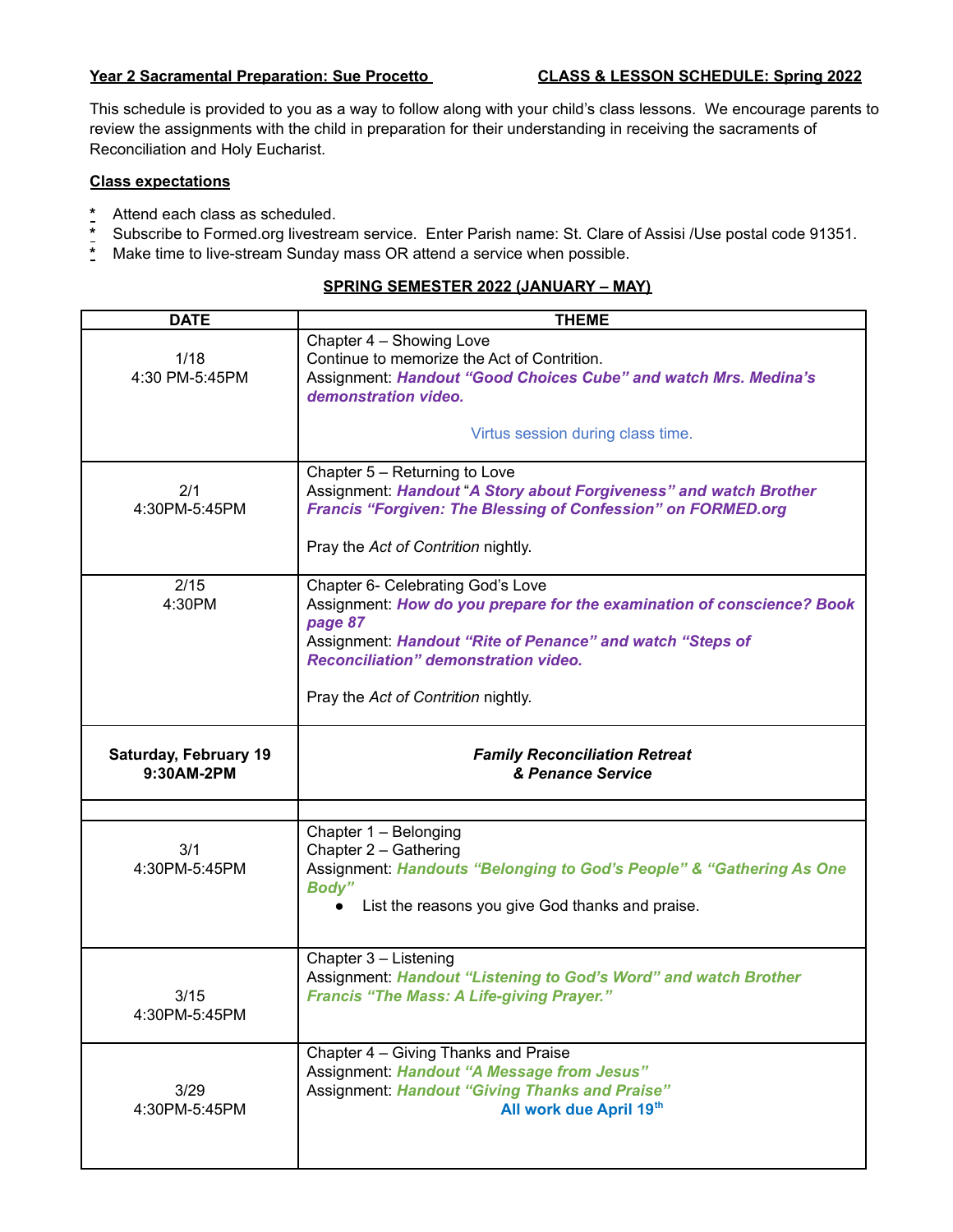**Year 2 Sacramental Preparation: Sue Procetto** **CLASS & LESSON SCHEDULE: Spring 2022**

This schedule is provided to you as a way to follow along with your child's class lessons. We encourage parents to review the assignments with the child in preparation for their understanding in receiving the sacraments of Reconciliation and Holy Eucharist.

**Class expectations**

* Attend each class as scheduled.
* Subscribe to Formed.org livestream service. Enter Parish name: St. Clare of Assisi /Use postal code 91351.
* Make time to live-stream Sunday mass OR attend a service when possible.

**SPRING SEMESTER 2022 (JANUARY – MAY)**

| DATE | THEME |
|---|---|
| 1/18<br>4:30 PM-5:45PM | Chapter 4 – Showing Love<br>Continue to memorize the Act of Contrition.<br>Assignment: ***Handout "Good Choices Cube" and watch Mrs. Medina's demonstration video.***<br><br>Virtus session during class time. |
| 2/1<br>4:30PM-5:45PM | Chapter 5 – Returning to Love<br>Assignment: ***Handout "A Story about Forgiveness" and watch Brother Francis "Forgiven: The Blessing of Confession" on FORMED.org***<br><br>Pray the *Act of Contrition* nightly. |
| 2/15<br>4:30PM | Chapter 6- Celebrating God's Love<br>Assignment: ***How do you prepare for the examination of conscience? Book page 87***<br>Assignment: ***Handout "Rite of Penance" and watch "Steps of Reconciliation" demonstration video.***<br><br>Pray the *Act of Contrition* nightly. |
| **Saturday, February 19<br>9:30AM-2PM** | ***Family Reconciliation Retreat<br>& Penance Service*** |
| | |
| 3/1<br>4:30PM-5:45PM | Chapter 1 – Belonging<br>Chapter 2 – Gathering<br>Assignment: ***Handouts "Belonging to God's People" & "Gathering As One Body"***<br>• List the reasons you give God thanks and praise. |
| 3/15<br>4:30PM-5:45PM | Chapter 3 – Listening<br>Assignment: ***Handout "Listening to God's Word" and watch Brother Francis "The Mass: A Life-giving Prayer."*** |
| 3/29<br>4:30PM-5:45PM | Chapter 4 – Giving Thanks and Praise<br>Assignment: ***Handout "A Message from Jesus"***<br>Assignment: ***Handout "Giving Thanks and Praise"***<br>**All work due April 19th** |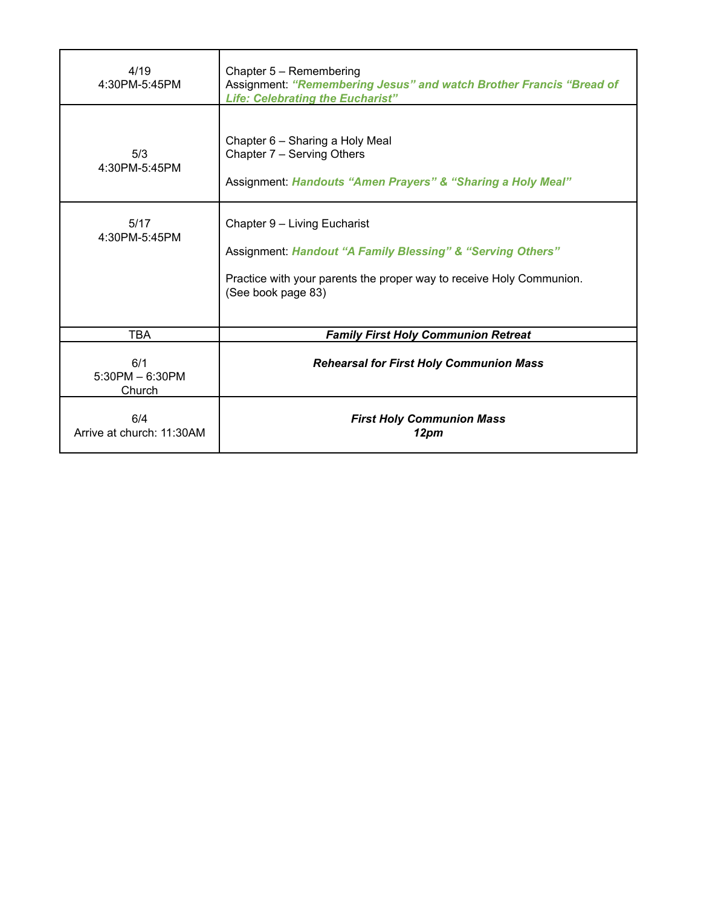| | |
|---|---|
| 4/19<br>4:30PM-5:45PM | Chapter 5 – Remembering<br>Assignment: ***"Remembering Jesus" and watch Brother Francis "Bread of Life: Celebrating the Eucharist"*** |
| 5/3<br>4:30PM-5:45PM | Chapter 6 – Sharing a Holy Meal<br>Chapter 7 – Serving Others<br><br>Assignment: ***Handouts "Amen Prayers" & "Sharing a Holy Meal"*** |
| 5/17<br>4:30PM-5:45PM | Chapter 9 – Living Eucharist<br><br>Assignment: ***Handout "A Family Blessing" & "Serving Others"***<br><br>Practice with your parents the proper way to receive Holy Communion.<br>(See book page 83) |
| TBA | ***Family First Holy Communion Retreat*** |
| 6/1<br>5:30PM – 6:30PM<br>Church | ***Rehearsal for First Holy Communion Mass*** |
| 6/4<br>Arrive at church: 11:30AM | ***First Holy Communion Mass***<br>***12pm*** |